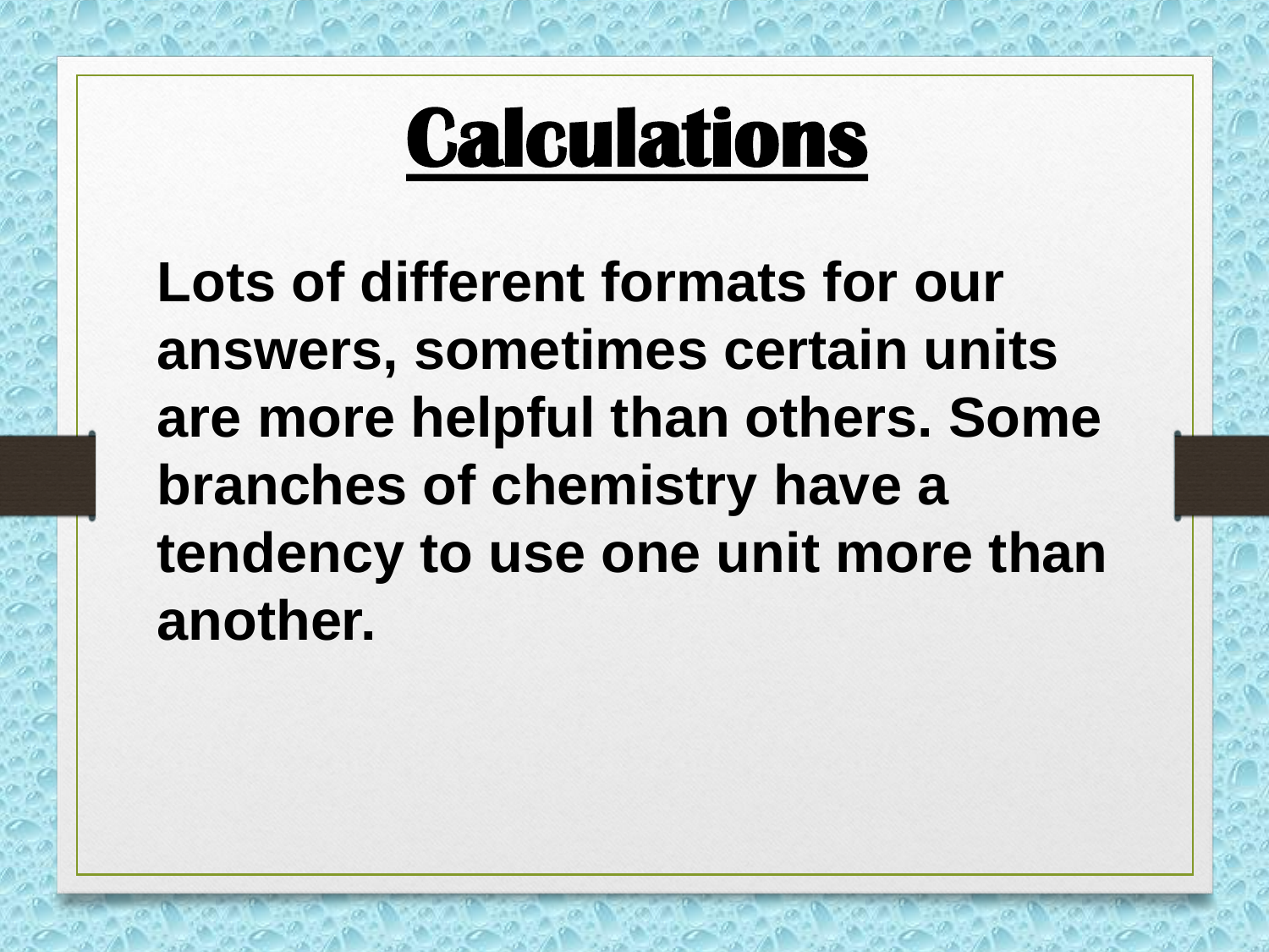# Calculations

**Lots of different formats for our answers, sometimes certain units are more helpful than others. Some branches of chemistry have a tendency to use one unit more than another.**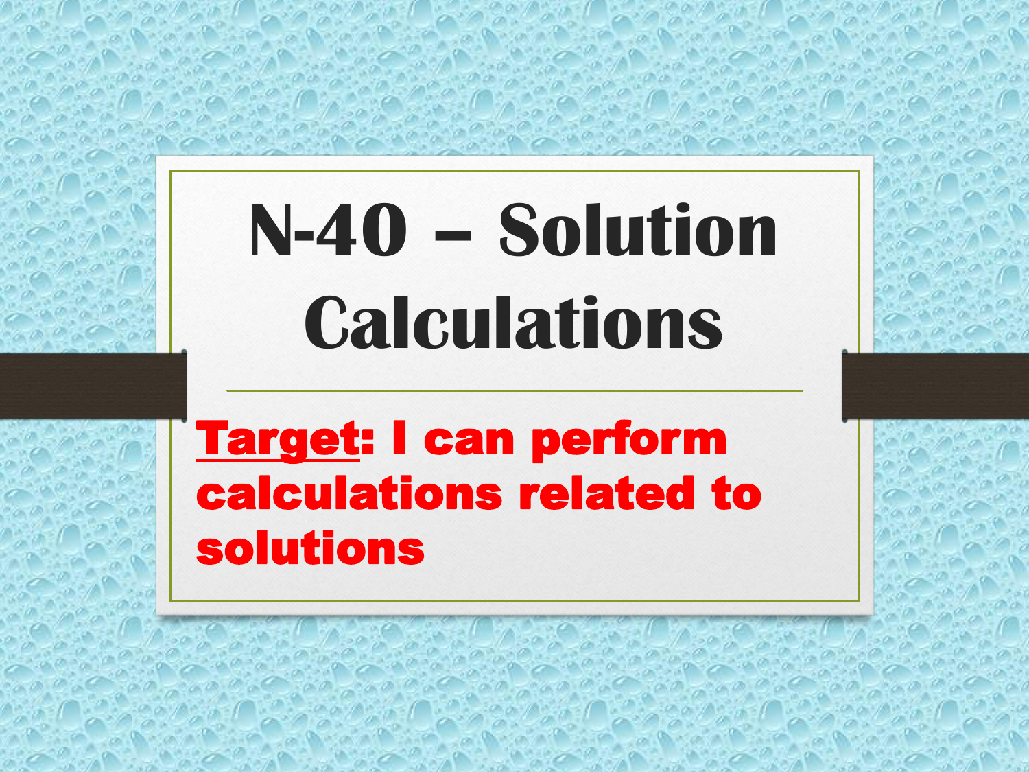# N-40 – Solution Calculations

**<u>Target</u>: I can perform calculations related to solutions**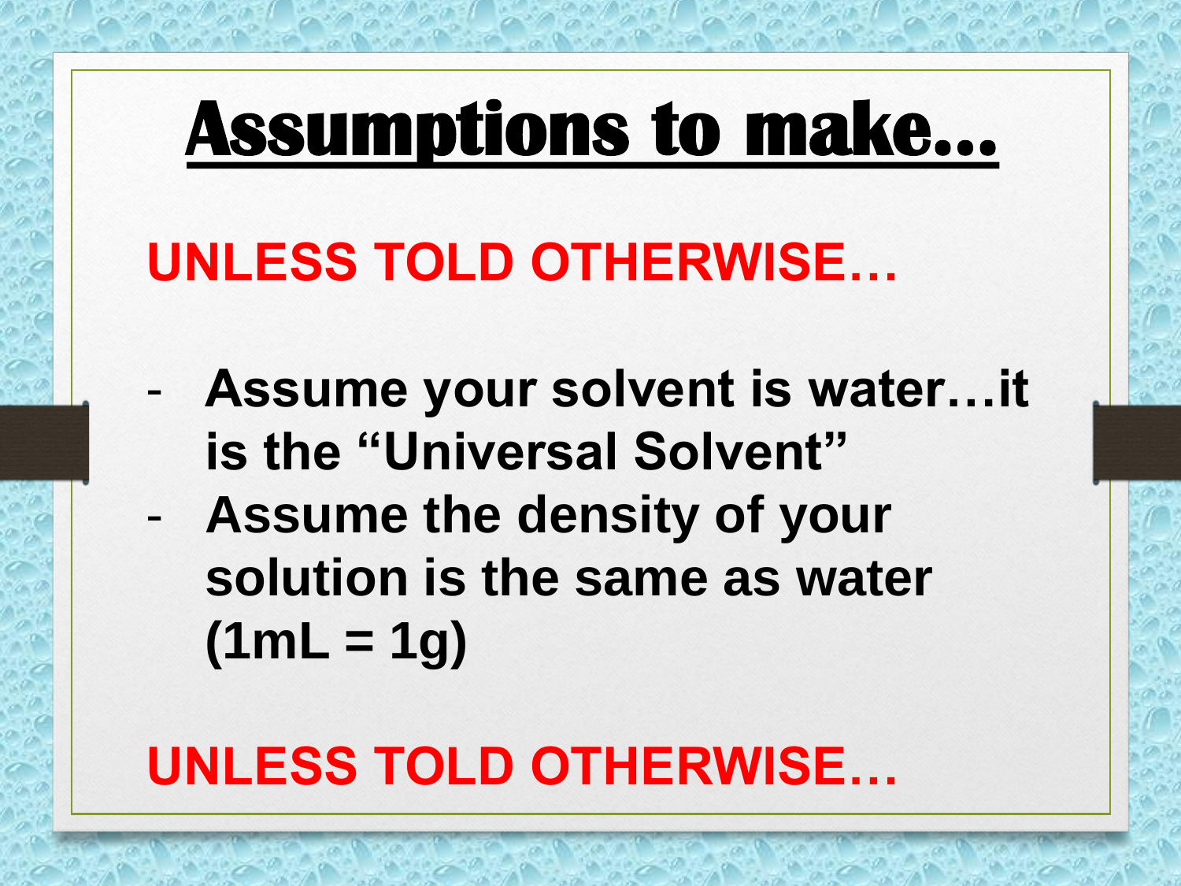# Assumptions to make…

**UNLESS TOLD OTHERWISE…**

- **Assume your solvent is water…it is the "Universal Solvent"**
- **Assume the density of your solution is the same as water (1mL = 1g)**

**UNLESS TOLD OTHERWISE…**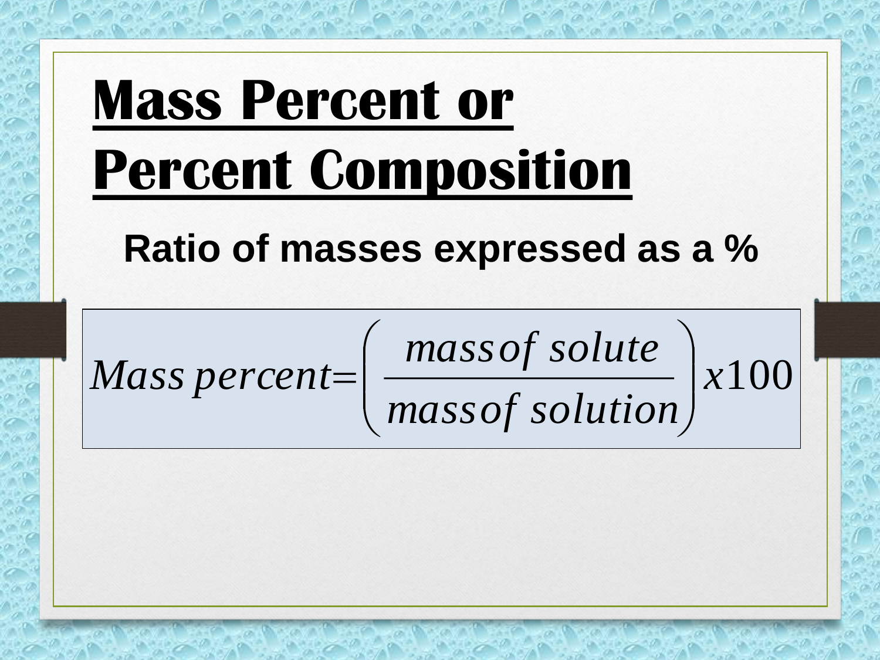# Mass Percent or Percent Composition

**Ratio of masses expressed as a %**

$$Mass\ percent = \left( \frac{mass\ of\ solute}{mass\ of\ solution} \right) x 100$$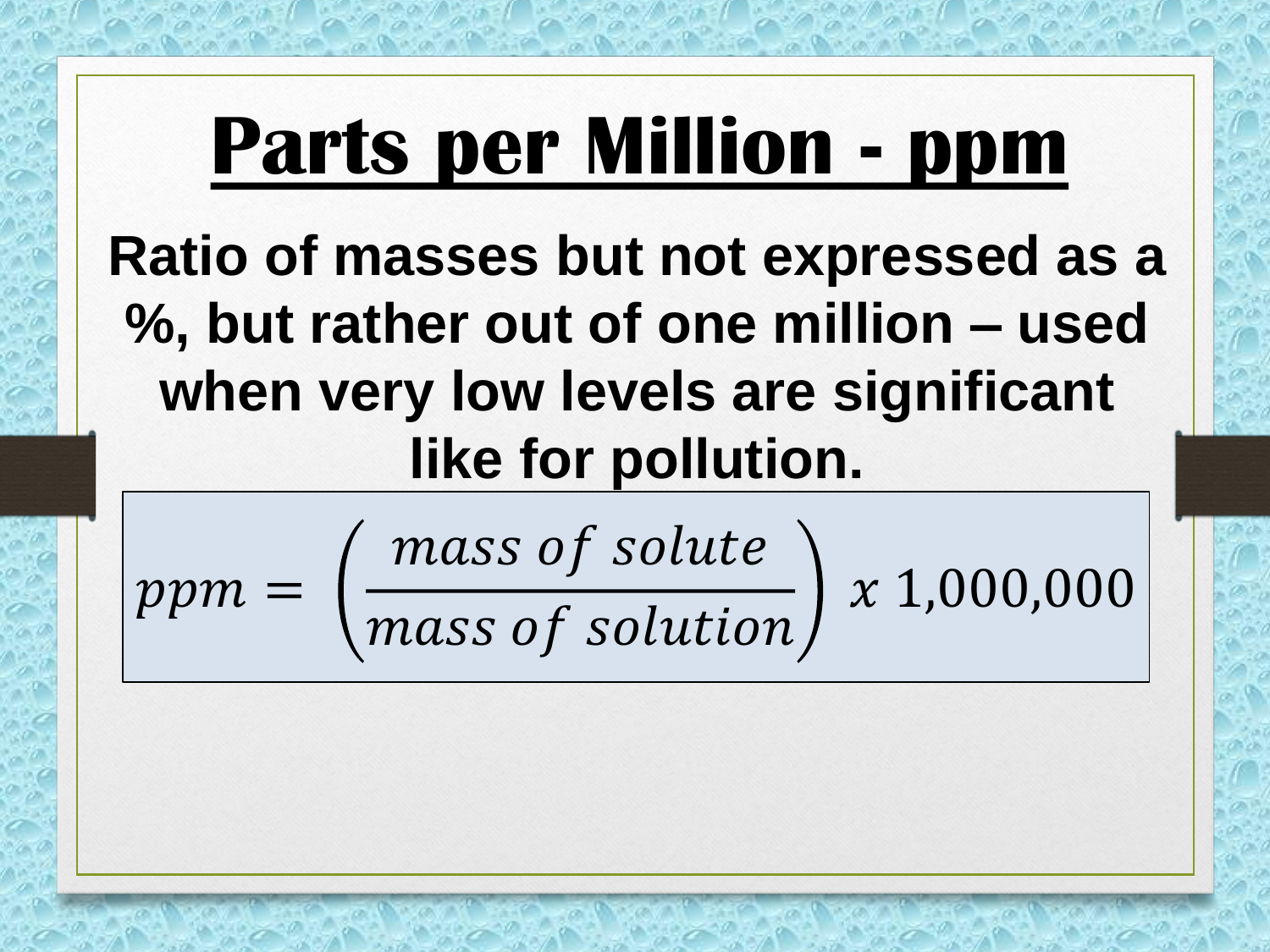# Parts per Million - ppm

**Ratio of masses but not expressed as a %, but rather out of one million – used when very low levels are significant like for pollution.**

$$ppm = \left(\frac{mass\ of\ solute}{mass\ of\ solution}\right)\ x\ 1{,}000{,}000$$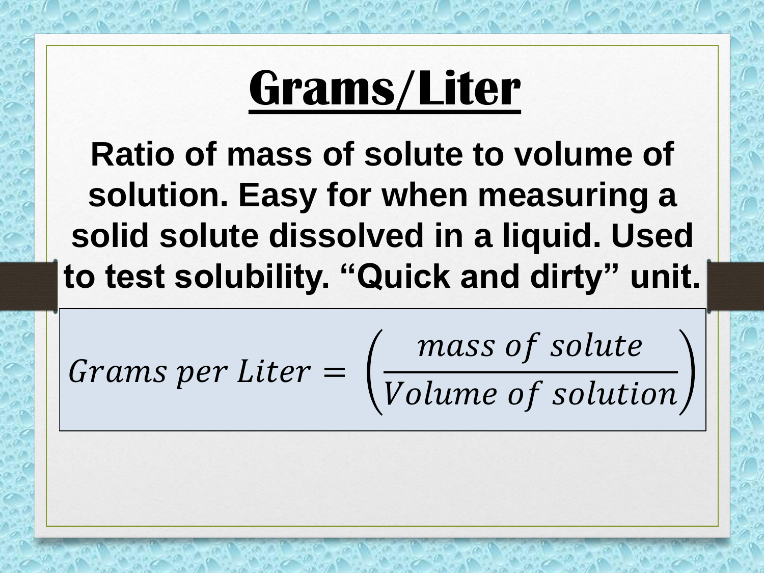# Grams/Liter

**Ratio of mass of solute to volume of solution. Easy for when measuring a solid solute dissolved in a liquid. Used to test solubility. “Quick and dirty” unit.**

$$Grams\ per\ Liter = \left(\frac{mass\ of\ solute}{Volume\ of\ solution}\right)$$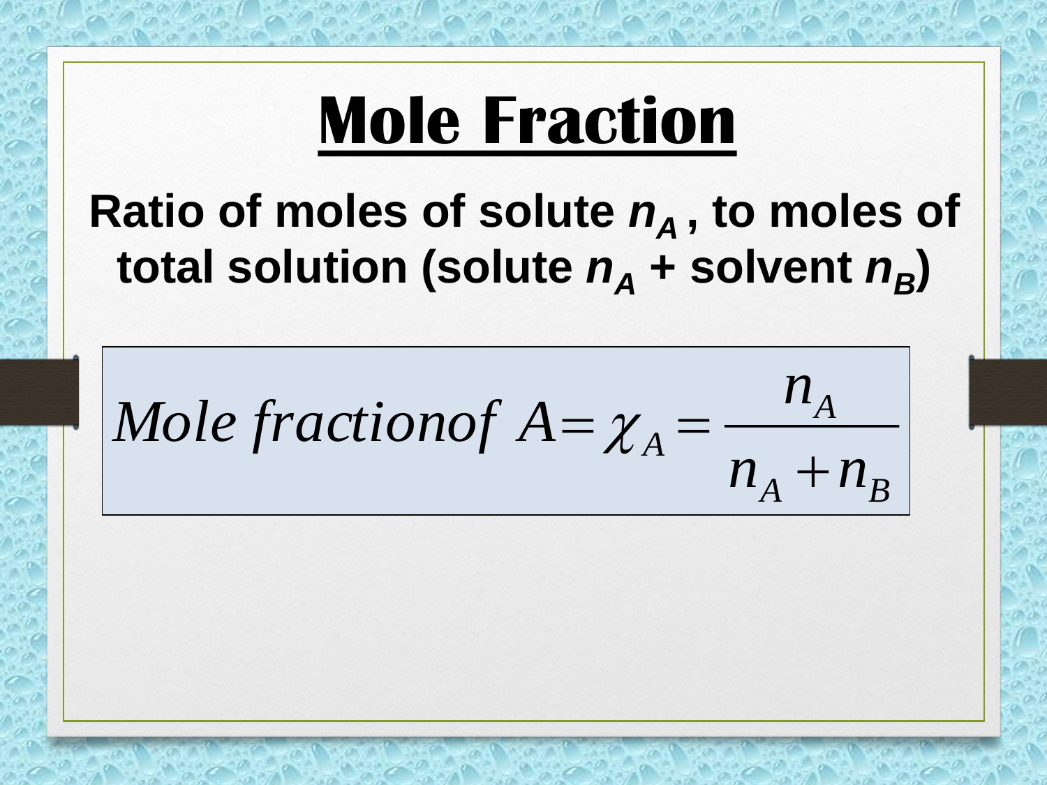# Mole Fraction

**Ratio of moles of solute $n_A$ , to moles of total solution (solute $n_A$ + solvent $n_B$)**

$$Mole\ fraction of\ A = \chi_A = \frac{n_A}{n_A + n_B}$$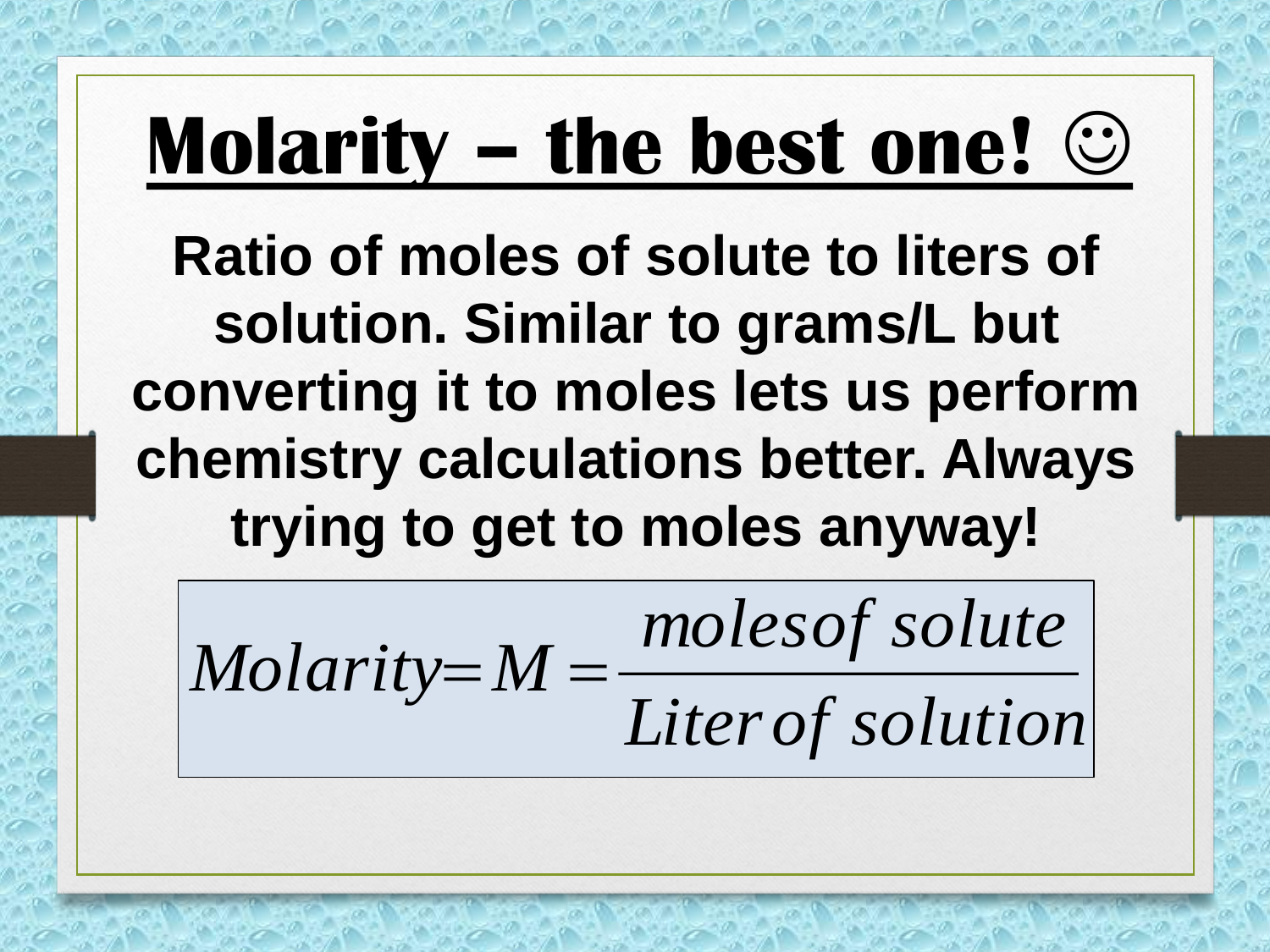# Molarity – the best one! ☺

**Ratio of moles of solute to liters of solution. Similar to grams/L but converting it to moles lets us perform chemistry calculations better. Always trying to get to moles anyway!**

$$Molarity = M = \frac{moles\ of\ solute}{Liter\ of\ solution}$$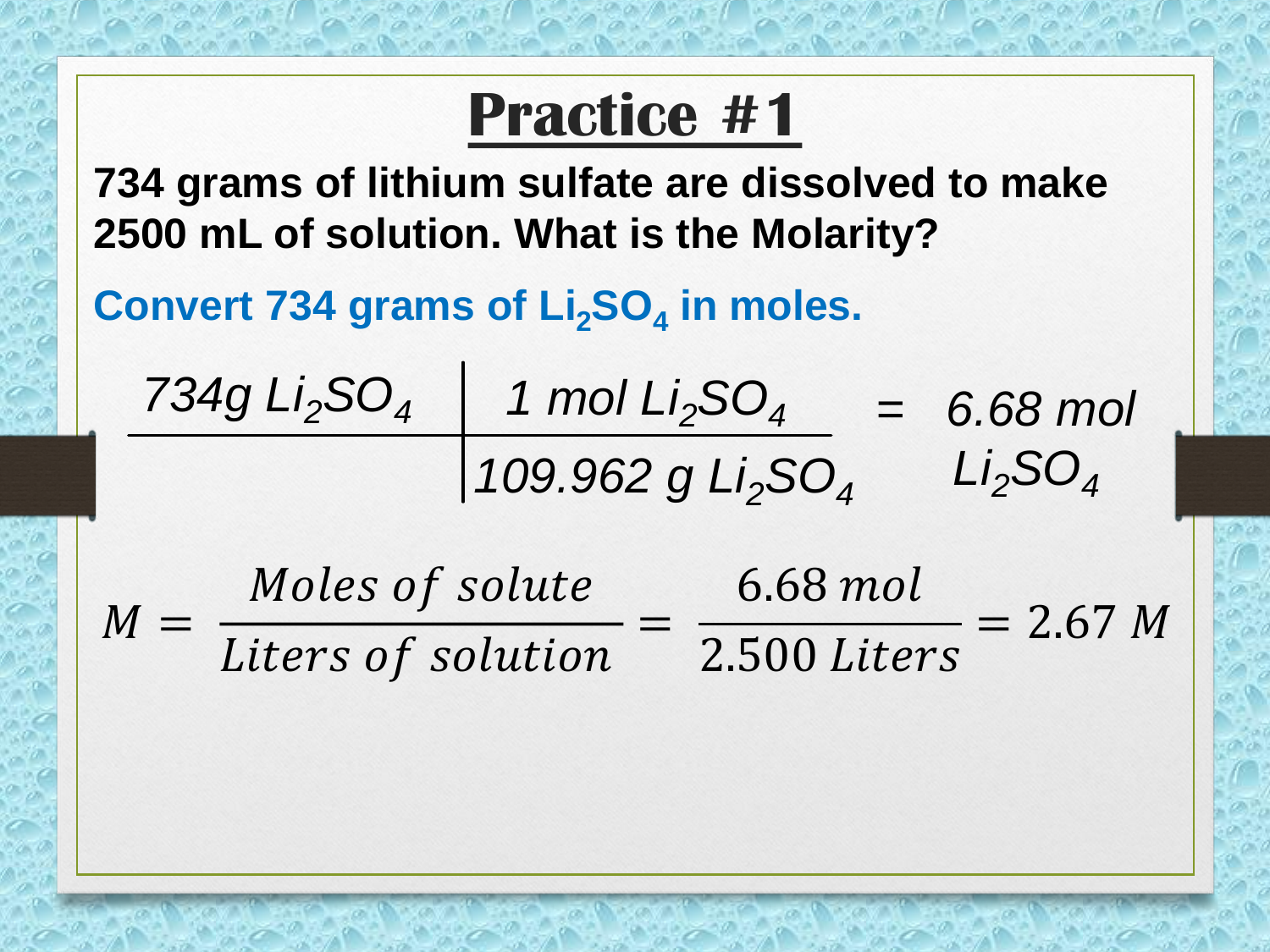# Practice #1

**734 grams of lithium sulfate are dissolved to make 2500 mL of solution. What is the Molarity?**

**Convert 734 grams of $Li_2SO_4$ in moles.**

$$\frac{734g\ Li_2SO_4}{} \left| \frac{1\ mol\ Li_2SO_4}{109.962\ g\ Li_2SO_4} \right. = 6.68\ mol\ Li_2SO_4$$

$$M = \frac{Moles\ of\ solute}{Liters\ of\ solution} = \frac{6.68\ mol}{2.500\ Liters} = 2.67\ M$$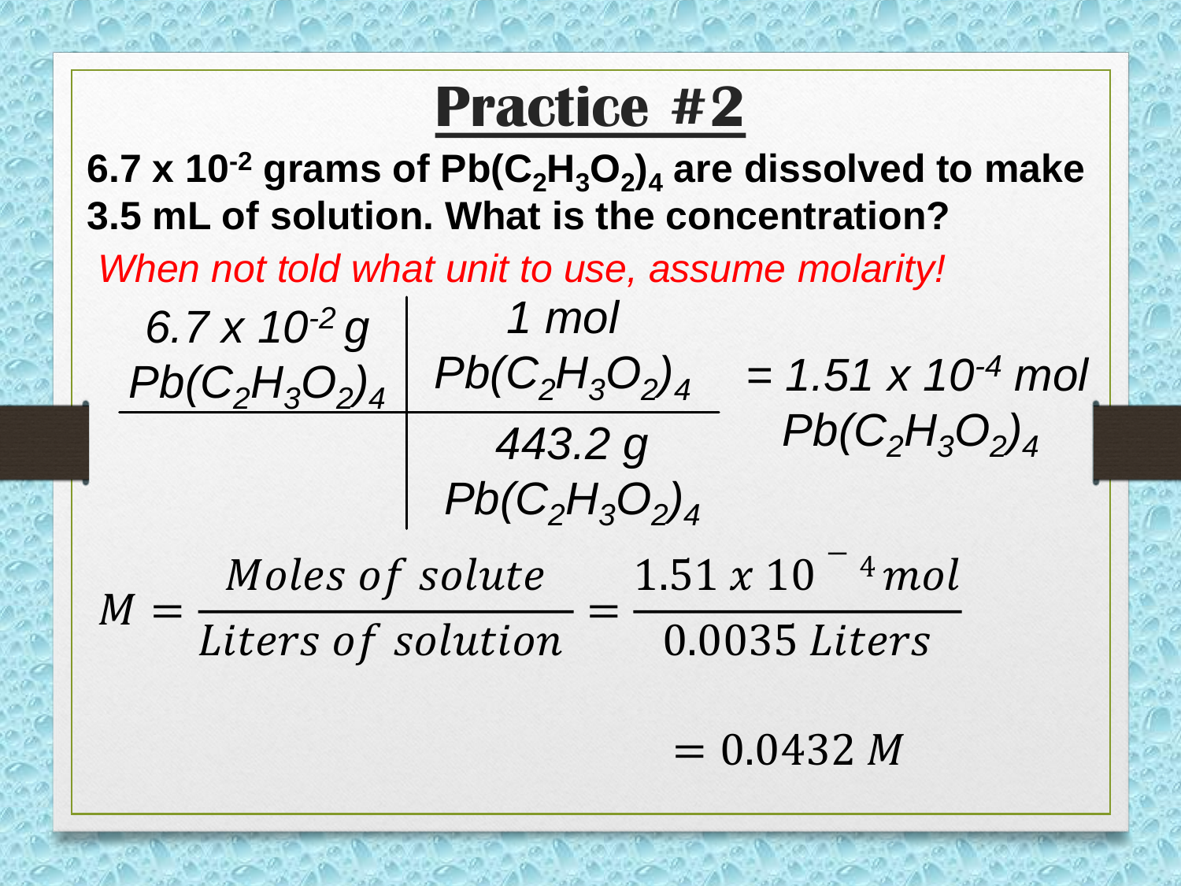# Practice #2

**6.7 x $10^{-2}$ grams of $Pb(C_2H_3O_2)_4$ are dissolved to make 3.5 mL of solution. What is the concentration?**

*When not told what unit to use, assume molarity!*

$$\frac{6.7 \times 10^{-2}\ g\ Pb(C_2H_3O_2)_4}{} \times \frac{1\ mol\ Pb(C_2H_3O_2)_4}{443.2\ g\ Pb(C_2H_3O_2)_4} = 1.51 \times 10^{-4}\ mol\ Pb(C_2H_3O_2)_4$$

$$M = \frac{Moles\ of\ solute}{Liters\ of\ solution} = \frac{1.51\ x\ 10^{-4}\ mol}{0.0035\ Liters}$$

$$= 0.0432\ M$$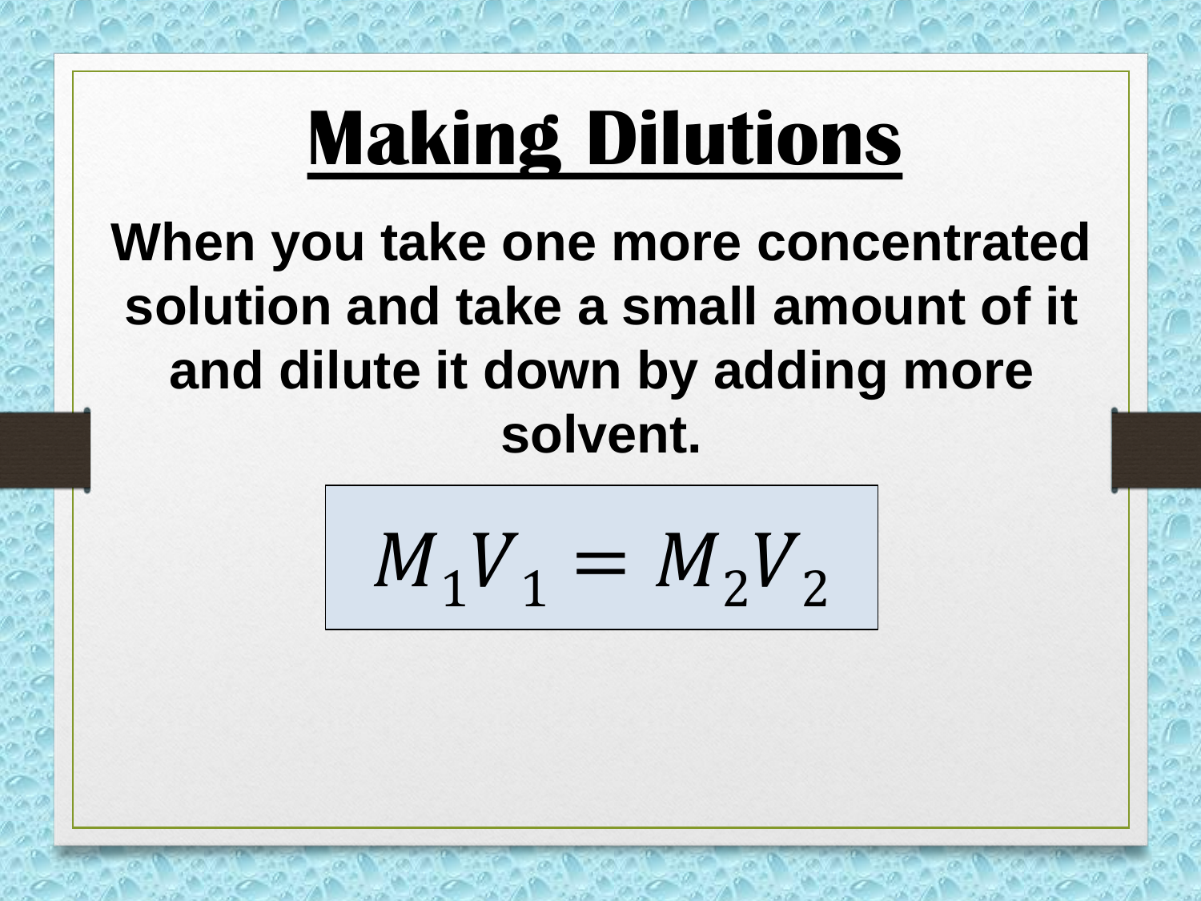# Making Dilutions

**When you take one more concentrated solution and take a small amount of it and dilute it down by adding more solvent.**

$$M_1V_1 = M_2V_2$$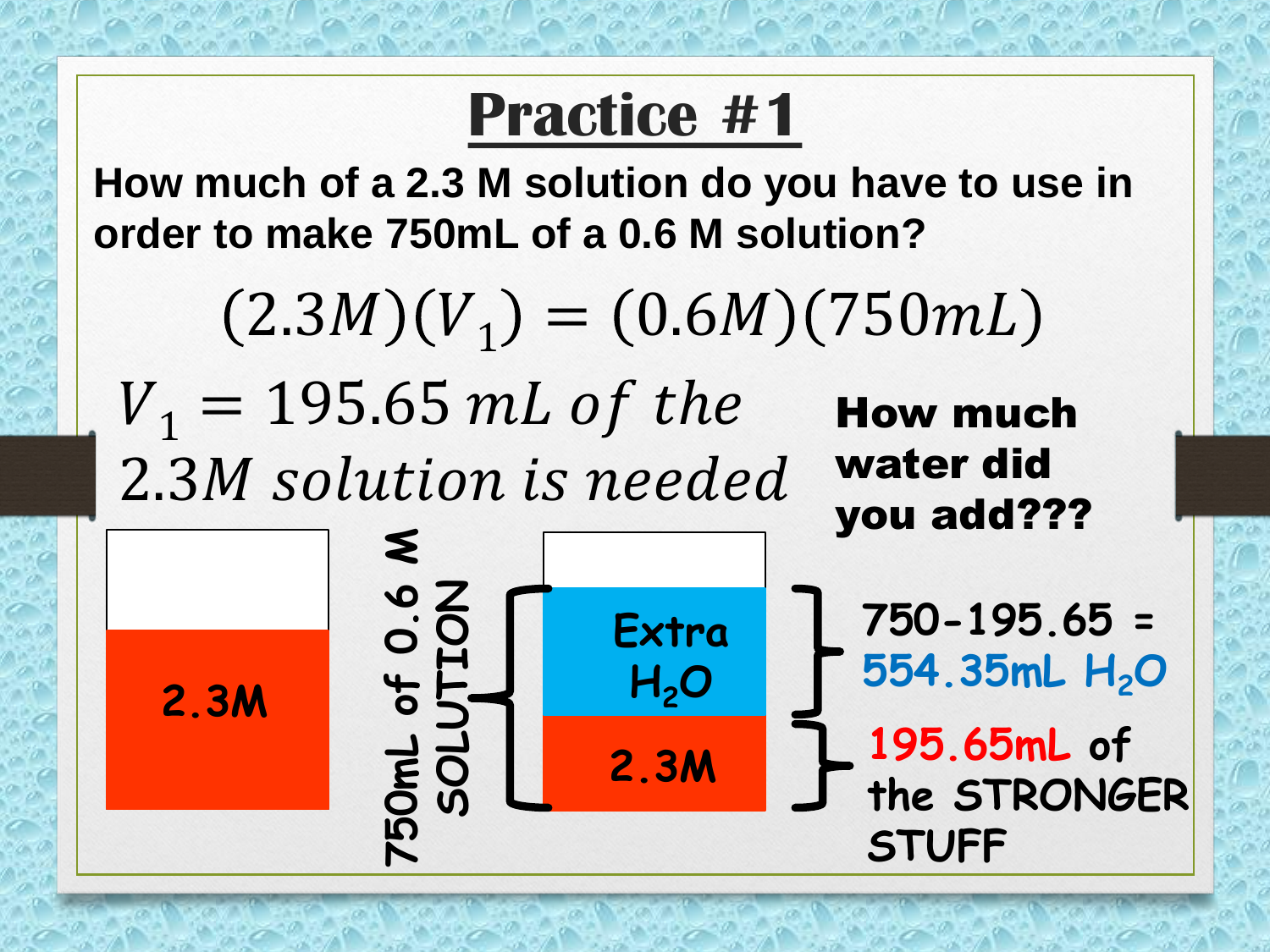# Practice #1

**How much of a 2.3 M solution do you have to use in order to make 750mL of a 0.6 M solution?**

$$(2.3M)(V_1) = (0.6M)(750mL)$$

$$V_1 = 195.65\, mL\ of\ the\ 2.3M\ solution\ is\ needed$$

**How much water did you add???**

2.3M

750mL of 0.6 M SOLUTION

Extra $H_2O$

2.3M

750-195.65 = 554.35mL $H_2O$

195.65mL of the STRONGER STUFF